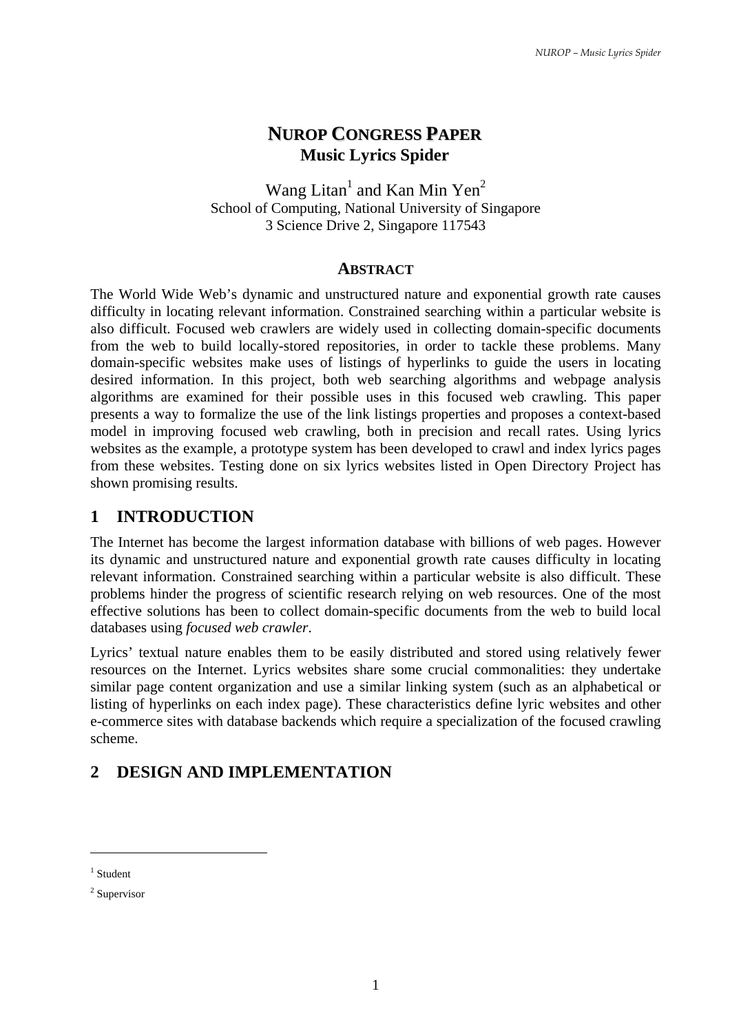# NUROP CONGRESS PAPER
## Music Lyrics Spider

Wang Litan[1] and Kan Min Yen[2]
School of Computing, National University of Singapore
3 Science Drive 2, Singapore 117543

### ABSTRACT

The World Wide Web's dynamic and unstructured nature and exponential growth rate causes difficulty in locating relevant information. Constrained searching within a particular website is also difficult. Focused web crawlers are widely used in collecting domain-specific documents from the web to build locally-stored repositories, in order to tackle these problems. Many domain-specific websites make uses of listings of hyperlinks to guide the users in locating desired information. In this project, both web searching algorithms and webpage analysis algorithms are examined for their possible uses in this focused web crawling. This paper presents a way to formalize the use of the link listings properties and proposes a context-based model in improving focused web crawling, both in precision and recall rates. Using lyrics websites as the example, a prototype system has been developed to crawl and index lyrics pages from these websites. Testing done on six lyrics websites listed in Open Directory Project has shown promising results.

## 1 INTRODUCTION

The Internet has become the largest information database with billions of web pages. However its dynamic and unstructured nature and exponential growth rate causes difficulty in locating relevant information. Constrained searching within a particular website is also difficult. These problems hinder the progress of scientific research relying on web resources. One of the most effective solutions has been to collect domain-specific documents from the web to build local databases using *focused web crawler*.

Lyrics' textual nature enables them to be easily distributed and stored using relatively fewer resources on the Internet. Lyrics websites share some crucial commonalities: they undertake similar page content organization and use a similar linking system (such as an alphabetical or listing of hyperlinks on each index page). These characteristics define lyric websites and other e-commerce sites with database backends which require a specialization of the focused crawling scheme.

## 2 DESIGN AND IMPLEMENTATION

---

[1] Student

[2] Supervisor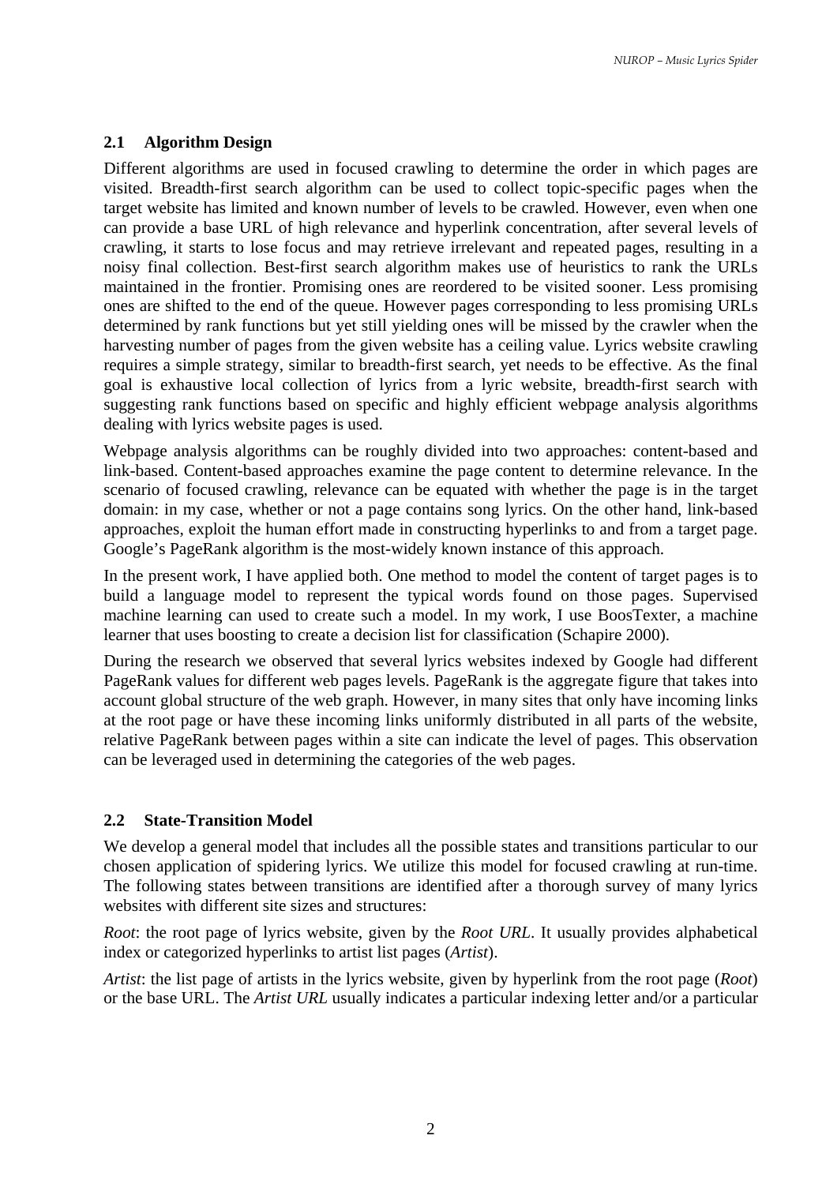## 2.1 Algorithm Design

Different algorithms are used in focused crawling to determine the order in which pages are visited. Breadth-first search algorithm can be used to collect topic-specific pages when the target website has limited and known number of levels to be crawled. However, even when one can provide a base URL of high relevance and hyperlink concentration, after several levels of crawling, it starts to lose focus and may retrieve irrelevant and repeated pages, resulting in a noisy final collection. Best-first search algorithm makes use of heuristics to rank the URLs maintained in the frontier. Promising ones are reordered to be visited sooner. Less promising ones are shifted to the end of the queue. However pages corresponding to less promising URLs determined by rank functions but yet still yielding ones will be missed by the crawler when the harvesting number of pages from the given website has a ceiling value. Lyrics website crawling requires a simple strategy, similar to breadth-first search, yet needs to be effective. As the final goal is exhaustive local collection of lyrics from a lyric website, breadth-first search with suggesting rank functions based on specific and highly efficient webpage analysis algorithms dealing with lyrics website pages is used.

Webpage analysis algorithms can be roughly divided into two approaches: content-based and link-based. Content-based approaches examine the page content to determine relevance. In the scenario of focused crawling, relevance can be equated with whether the page is in the target domain: in my case, whether or not a page contains song lyrics. On the other hand, link-based approaches, exploit the human effort made in constructing hyperlinks to and from a target page. Google's PageRank algorithm is the most-widely known instance of this approach.

In the present work, I have applied both. One method to model the content of target pages is to build a language model to represent the typical words found on those pages. Supervised machine learning can used to create such a model. In my work, I use BoosTexter, a machine learner that uses boosting to create a decision list for classification (Schapire 2000).

During the research we observed that several lyrics websites indexed by Google had different PageRank values for different web pages levels. PageRank is the aggregate figure that takes into account global structure of the web graph. However, in many sites that only have incoming links at the root page or have these incoming links uniformly distributed in all parts of the website, relative PageRank between pages within a site can indicate the level of pages. This observation can be leveraged used in determining the categories of the web pages.

## 2.2 State-Transition Model

We develop a general model that includes all the possible states and transitions particular to our chosen application of spidering lyrics. We utilize this model for focused crawling at run-time. The following states between transitions are identified after a thorough survey of many lyrics websites with different site sizes and structures:

*Root*: the root page of lyrics website, given by the *Root URL*. It usually provides alphabetical index or categorized hyperlinks to artist list pages (*Artist*).

*Artist*: the list page of artists in the lyrics website, given by hyperlink from the root page (*Root*) or the base URL. The *Artist URL* usually indicates a particular indexing letter and/or a particular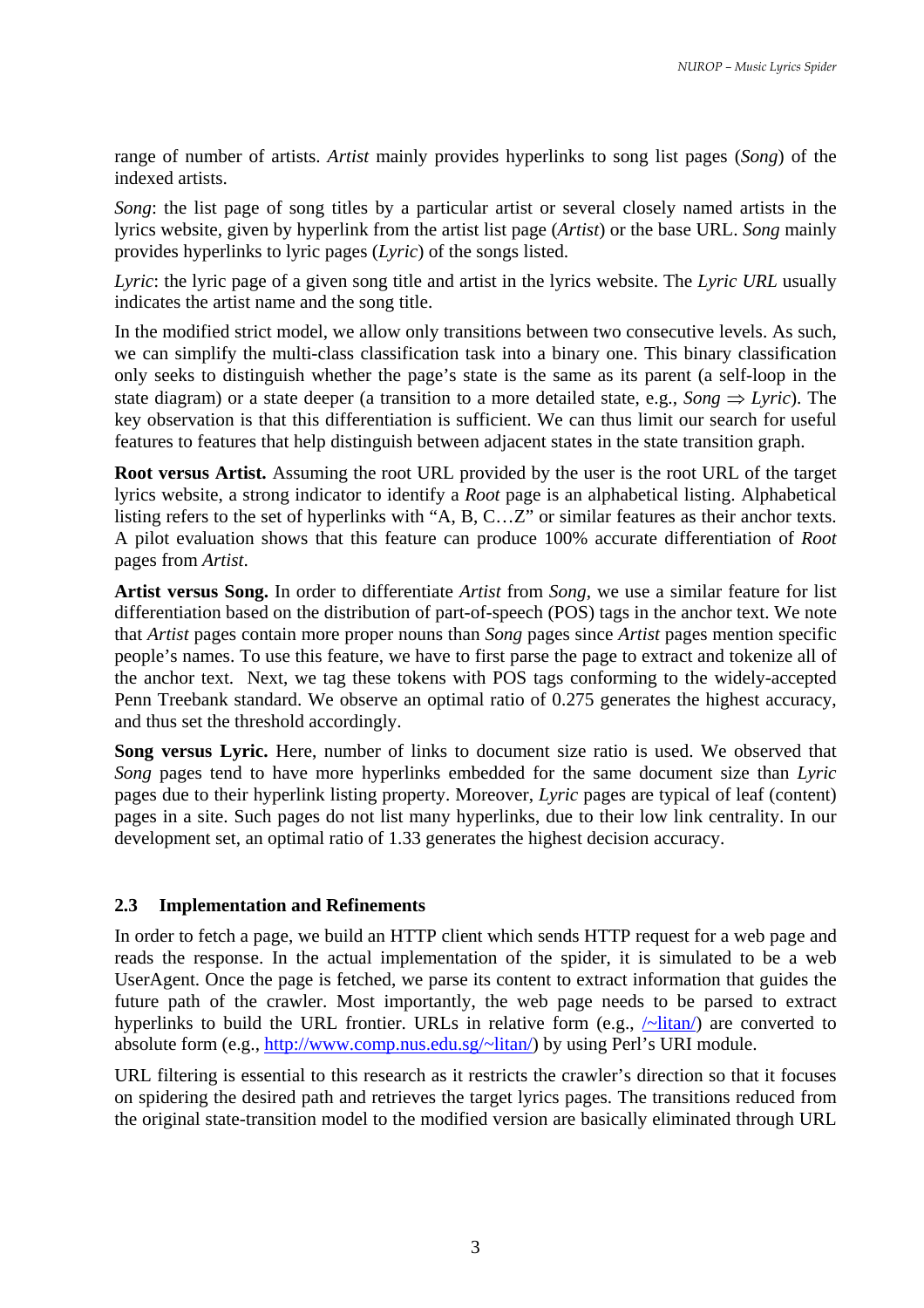range of number of artists. *Artist* mainly provides hyperlinks to song list pages (*Song*) of the indexed artists.

*Song*: the list page of song titles by a particular artist or several closely named artists in the lyrics website, given by hyperlink from the artist list page (*Artist*) or the base URL. *Song* mainly provides hyperlinks to lyric pages (*Lyric*) of the songs listed.

*Lyric*: the lyric page of a given song title and artist in the lyrics website. The *Lyric URL* usually indicates the artist name and the song title.

In the modified strict model, we allow only transitions between two consecutive levels. As such, we can simplify the multi-class classification task into a binary one. This binary classification only seeks to distinguish whether the page's state is the same as its parent (a self-loop in the state diagram) or a state deeper (a transition to a more detailed state, e.g., *Song* ⇒ *Lyric*). The key observation is that this differentiation is sufficient. We can thus limit our search for useful features to features that help distinguish between adjacent states in the state transition graph.

**Root versus Artist.** Assuming the root URL provided by the user is the root URL of the target lyrics website, a strong indicator to identify a *Root* page is an alphabetical listing. Alphabetical listing refers to the set of hyperlinks with "A, B, C…Z" or similar features as their anchor texts. A pilot evaluation shows that this feature can produce 100% accurate differentiation of *Root* pages from *Artist*.

**Artist versus Song.** In order to differentiate *Artist* from *Song*, we use a similar feature for list differentiation based on the distribution of part-of-speech (POS) tags in the anchor text. We note that *Artist* pages contain more proper nouns than *Song* pages since *Artist* pages mention specific people's names. To use this feature, we have to first parse the page to extract and tokenize all of the anchor text. Next, we tag these tokens with POS tags conforming to the widely-accepted Penn Treebank standard. We observe an optimal ratio of 0.275 generates the highest accuracy, and thus set the threshold accordingly.

**Song versus Lyric.** Here, number of links to document size ratio is used. We observed that *Song* pages tend to have more hyperlinks embedded for the same document size than *Lyric* pages due to their hyperlink listing property. Moreover, *Lyric* pages are typical of leaf (content) pages in a site. Such pages do not list many hyperlinks, due to their low link centrality. In our development set, an optimal ratio of 1.33 generates the highest decision accuracy.

## 2.3 Implementation and Refinements

In order to fetch a page, we build an HTTP client which sends HTTP request for a web page and reads the response. In the actual implementation of the spider, it is simulated to be a web UserAgent. Once the page is fetched, we parse its content to extract information that guides the future path of the crawler. Most importantly, the web page needs to be parsed to extract hyperlinks to build the URL frontier. URLs in relative form (e.g., /~litan/) are converted to absolute form (e.g., http://www.comp.nus.edu.sg/~litan/) by using Perl's URI module.

URL filtering is essential to this research as it restricts the crawler's direction so that it focuses on spidering the desired path and retrieves the target lyrics pages. The transitions reduced from the original state-transition model to the modified version are basically eliminated through URL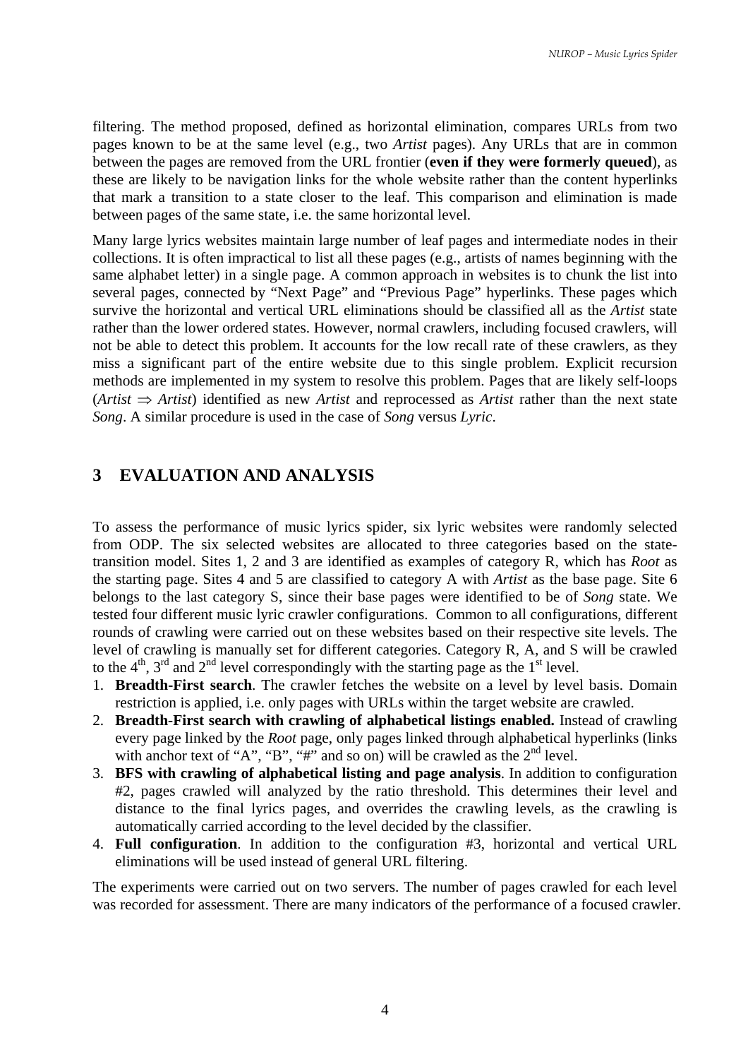filtering. The method proposed, defined as horizontal elimination, compares URLs from two pages known to be at the same level (e.g., two *Artist* pages). Any URLs that are in common between the pages are removed from the URL frontier (**even if they were formerly queued**), as these are likely to be navigation links for the whole website rather than the content hyperlinks that mark a transition to a state closer to the leaf. This comparison and elimination is made between pages of the same state, i.e. the same horizontal level.

Many large lyrics websites maintain large number of leaf pages and intermediate nodes in their collections. It is often impractical to list all these pages (e.g., artists of names beginning with the same alphabet letter) in a single page. A common approach in websites is to chunk the list into several pages, connected by "Next Page" and "Previous Page" hyperlinks. These pages which survive the horizontal and vertical URL eliminations should be classified all as the *Artist* state rather than the lower ordered states. However, normal crawlers, including focused crawlers, will not be able to detect this problem. It accounts for the low recall rate of these crawlers, as they miss a significant part of the entire website due to this single problem. Explicit recursion methods are implemented in my system to resolve this problem. Pages that are likely self-loops (*Artist* $\Rightarrow$ *Artist*) identified as new *Artist* and reprocessed as *Artist* rather than the next state *Song*. A similar procedure is used in the case of *Song* versus *Lyric*.

# 3 EVALUATION AND ANALYSIS

To assess the performance of music lyrics spider, six lyric websites were randomly selected from ODP. The six selected websites are allocated to three categories based on the state-transition model. Sites 1, 2 and 3 are identified as examples of category R, which has *Root* as the starting page. Sites 4 and 5 are classified to category A with *Artist* as the base page. Site 6 belongs to the last category S, since their base pages were identified to be of *Song* state. We tested four different music lyric crawler configurations. Common to all configurations, different rounds of crawling were carried out on these websites based on their respective site levels. The level of crawling is manually set for different categories. Category R, A, and S will be crawled to the 4th, 3rd and 2nd level correspondingly with the starting page as the 1st level.

1. **Breadth-First search**. The crawler fetches the website on a level by level basis. Domain restriction is applied, i.e. only pages with URLs within the target website are crawled.
2. **Breadth-First search with crawling of alphabetical listings enabled.** Instead of crawling every page linked by the *Root* page, only pages linked through alphabetical hyperlinks (links with anchor text of "A", "B", "#" and so on) will be crawled as the 2nd level.
3. **BFS with crawling of alphabetical listing and page analysis**. In addition to configuration #2, pages crawled will analyzed by the ratio threshold. This determines their level and distance to the final lyrics pages, and overrides the crawling levels, as the crawling is automatically carried according to the level decided by the classifier.
4. **Full configuration**. In addition to the configuration #3, horizontal and vertical URL eliminations will be used instead of general URL filtering.

The experiments were carried out on two servers. The number of pages crawled for each level was recorded for assessment. There are many indicators of the performance of a focused crawler.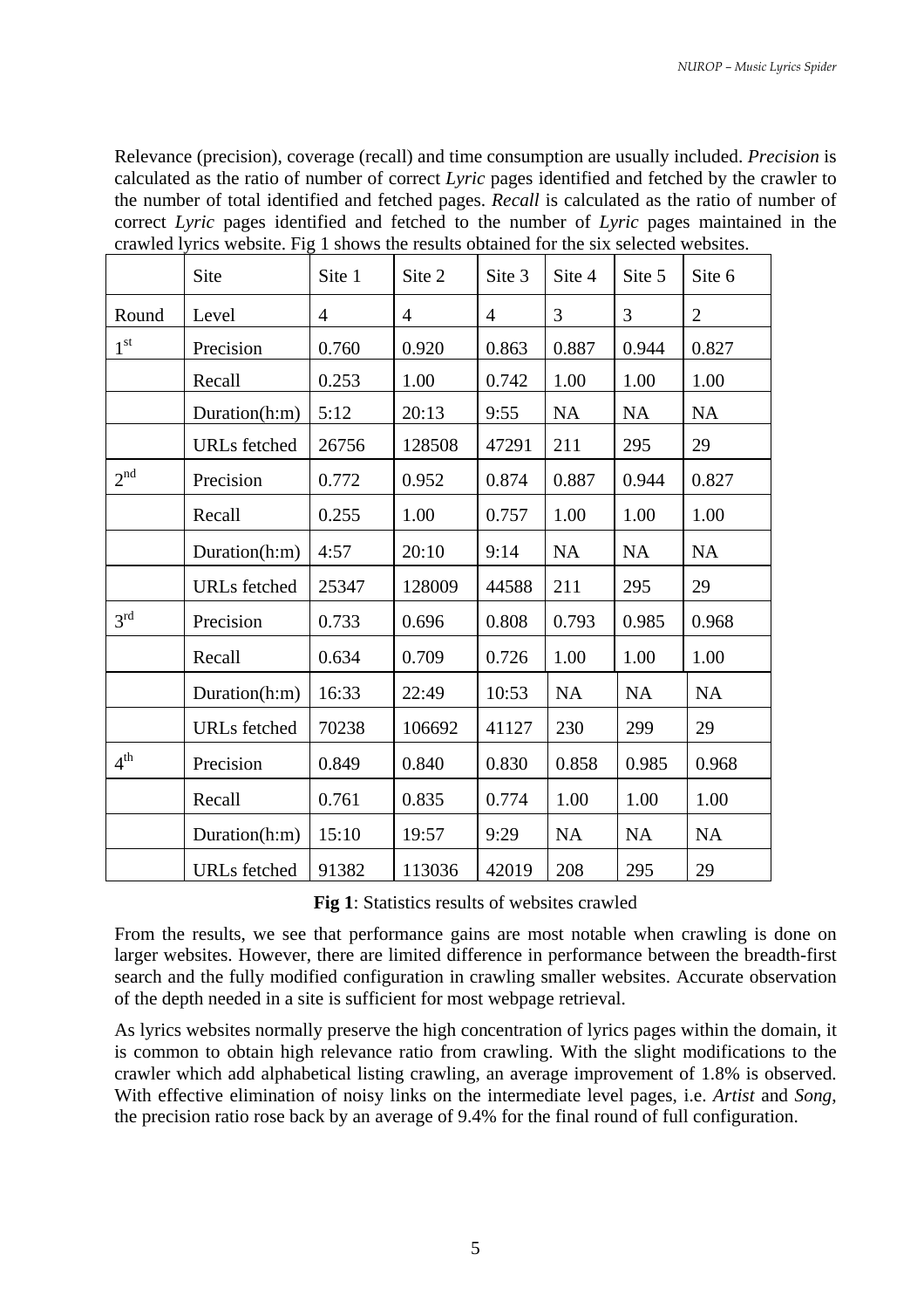Relevance (precision), coverage (recall) and time consumption are usually included. *Precision* is calculated as the ratio of number of correct *Lyric* pages identified and fetched by the crawler to the number of total identified and fetched pages. *Recall* is calculated as the ratio of number of correct *Lyric* pages identified and fetched to the number of *Lyric* pages maintained in the crawled lyrics website. Fig 1 shows the results obtained for the six selected websites.

| | Site | Site 1 | Site 2 | Site 3 | Site 4 | Site 5 | Site 6 |
|---|---|---|---|---|---|---|---|
| Round | Level | 4 | 4 | 4 | 3 | 3 | 2 |
| 1st | Precision | 0.760 | 0.920 | 0.863 | 0.887 | 0.944 | 0.827 |
| | Recall | 0.253 | 1.00 | 0.742 | 1.00 | 1.00 | 1.00 |
| | Duration(h:m) | 5:12 | 20:13 | 9:55 | NA | NA | NA |
| | URLs fetched | 26756 | 128508 | 47291 | 211 | 295 | 29 |
| 2nd | Precision | 0.772 | 0.952 | 0.874 | 0.887 | 0.944 | 0.827 |
| | Recall | 0.255 | 1.00 | 0.757 | 1.00 | 1.00 | 1.00 |
| | Duration(h:m) | 4:57 | 20:10 | 9:14 | NA | NA | NA |
| | URLs fetched | 25347 | 128009 | 44588 | 211 | 295 | 29 |
| 3rd | Precision | 0.733 | 0.696 | 0.808 | 0.793 | 0.985 | 0.968 |
| | Recall | 0.634 | 0.709 | 0.726 | 1.00 | 1.00 | 1.00 |
| | Duration(h:m) | 16:33 | 22:49 | 10:53 | NA | NA | NA |
| | URLs fetched | 70238 | 106692 | 41127 | 230 | 299 | 29 |
| 4th | Precision | 0.849 | 0.840 | 0.830 | 0.858 | 0.985 | 0.968 |
| | Recall | 0.761 | 0.835 | 0.774 | 1.00 | 1.00 | 1.00 |
| | Duration(h:m) | 15:10 | 19:57 | 9:29 | NA | NA | NA |
| | URLs fetched | 91382 | 113036 | 42019 | 208 | 295 | 29 |

**Fig 1**: Statistics results of websites crawled

From the results, we see that performance gains are most notable when crawling is done on larger websites. However, there are limited difference in performance between the breadth-first search and the fully modified configuration in crawling smaller websites. Accurate observation of the depth needed in a site is sufficient for most webpage retrieval.

As lyrics websites normally preserve the high concentration of lyrics pages within the domain, it is common to obtain high relevance ratio from crawling. With the slight modifications to the crawler which add alphabetical listing crawling, an average improvement of 1.8% is observed. With effective elimination of noisy links on the intermediate level pages, i.e. *Artist* and *Song*, the precision ratio rose back by an average of 9.4% for the final round of full configuration.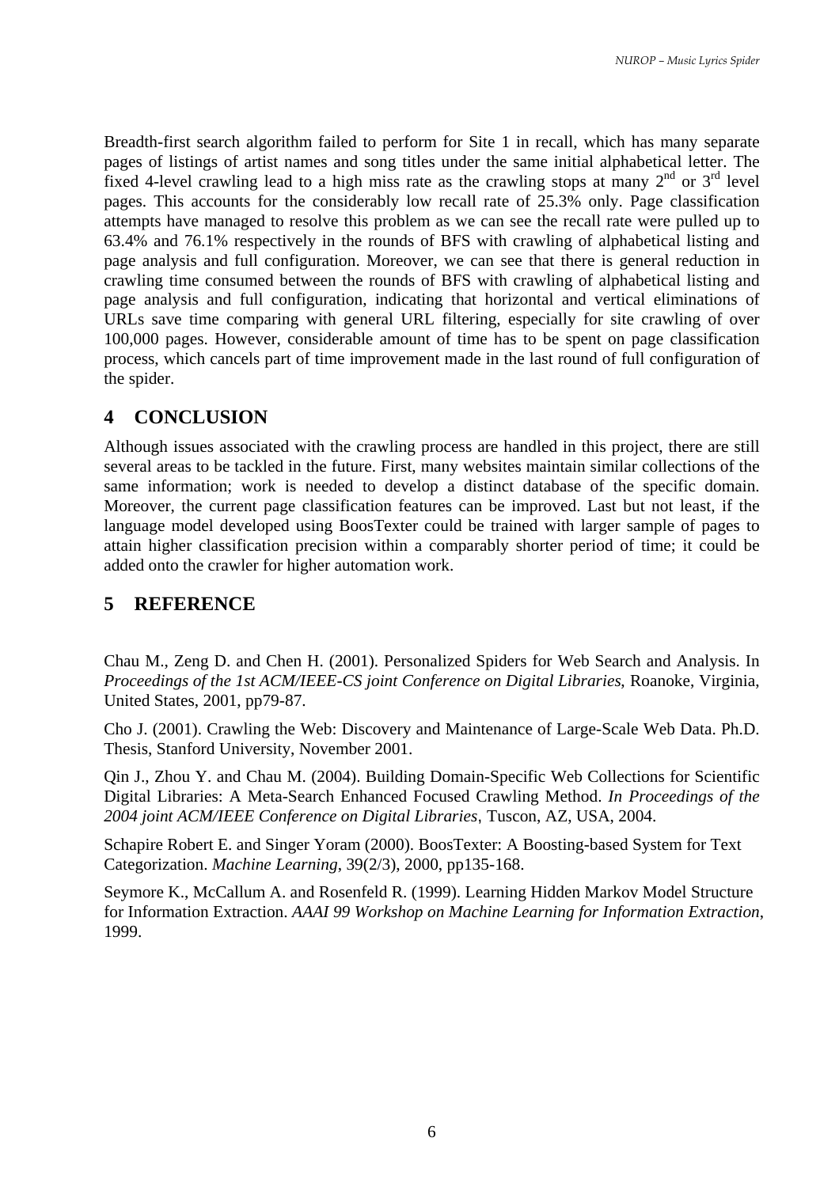Breadth-first search algorithm failed to perform for Site 1 in recall, which has many separate pages of listings of artist names and song titles under the same initial alphabetical letter. The fixed 4-level crawling lead to a high miss rate as the crawling stops at many 2nd or 3rd level pages. This accounts for the considerably low recall rate of 25.3% only. Page classification attempts have managed to resolve this problem as we can see the recall rate were pulled up to 63.4% and 76.1% respectively in the rounds of BFS with crawling of alphabetical listing and page analysis and full configuration. Moreover, we can see that there is general reduction in crawling time consumed between the rounds of BFS with crawling of alphabetical listing and page analysis and full configuration, indicating that horizontal and vertical eliminations of URLs save time comparing with general URL filtering, especially for site crawling of over 100,000 pages. However, considerable amount of time has to be spent on page classification process, which cancels part of time improvement made in the last round of full configuration of the spider.

# 4 CONCLUSION

Although issues associated with the crawling process are handled in this project, there are still several areas to be tackled in the future. First, many websites maintain similar collections of the same information; work is needed to develop a distinct database of the specific domain. Moreover, the current page classification features can be improved. Last but not least, if the language model developed using BoosTexter could be trained with larger sample of pages to attain higher classification precision within a comparably shorter period of time; it could be added onto the crawler for higher automation work.

# 5 REFERENCE

Chau M., Zeng D. and Chen H. (2001). Personalized Spiders for Web Search and Analysis. In *Proceedings of the 1st ACM/IEEE-CS joint Conference on Digital Libraries*, Roanoke, Virginia, United States, 2001, pp79-87.

Cho J. (2001). Crawling the Web: Discovery and Maintenance of Large-Scale Web Data. Ph.D. Thesis, Stanford University, November 2001.

Qin J., Zhou Y. and Chau M. (2004). Building Domain-Specific Web Collections for Scientific Digital Libraries: A Meta-Search Enhanced Focused Crawling Method. *In Proceedings of the 2004 joint ACM/IEEE Conference on Digital Libraries*, Tuscon, AZ, USA, 2004.

Schapire Robert E. and Singer Yoram (2000). BoosTexter: A Boosting-based System for Text Categorization. *Machine Learning*, 39(2/3), 2000, pp135-168.

Seymore K., McCallum A. and Rosenfeld R. (1999). Learning Hidden Markov Model Structure for Information Extraction. *AAAI 99 Workshop on Machine Learning for Information Extraction*, 1999.